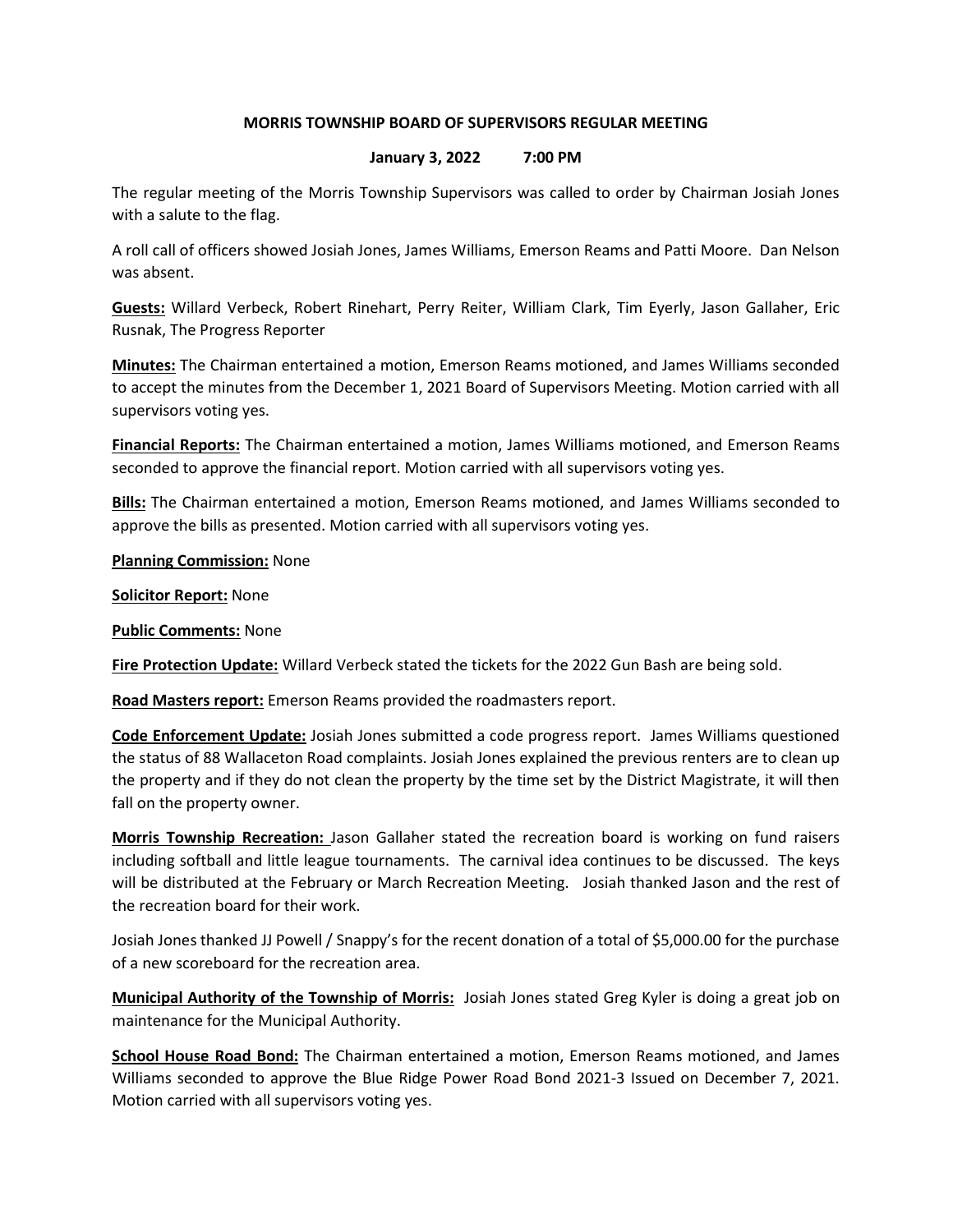**MORRIS TOWNSHIP BOARD OF SUPERVISORS REGULAR MEETING**

**January 3, 2022 7:00 PM**

The regular meeting of the Morris Township Supervisors was called to order by Chairman Josiah Jones with a salute to the flag.

A roll call of officers showed Josiah Jones, James Williams, Emerson Reams and Patti Moore. Dan Nelson was absent.

**Guests:** Willard Verbeck, Robert Rinehart, Perry Reiter, William Clark, Tim Eyerly, Jason Gallaher, Eric Rusnak, The Progress Reporter

**Minutes:** The Chairman entertained a motion, Emerson Reams motioned, and James Williams seconded to accept the minutes from the December 1, 2021 Board of Supervisors Meeting. Motion carried with all supervisors voting yes.

**Financial Reports:** The Chairman entertained a motion, James Williams motioned, and Emerson Reams seconded to approve the financial report. Motion carried with all supervisors voting yes.

**Bills:** The Chairman entertained a motion, Emerson Reams motioned, and James Williams seconded to approve the bills as presented. Motion carried with all supervisors voting yes.

**Planning Commission:** None

**Solicitor Report:** None

**Public Comments:** None

**Fire Protection Update:** Willard Verbeck stated the tickets for the 2022 Gun Bash are being sold.

**Road Masters report:** Emerson Reams provided the roadmasters report.

**Code Enforcement Update:** Josiah Jones submitted a code progress report. James Williams questioned the status of 88 Wallaceton Road complaints. Josiah Jones explained the previous renters are to clean up the property and if they do not clean the property by the time set by the District Magistrate, it will then fall on the property owner.

**Morris Township Recreation:** Jason Gallaher stated the recreation board is working on fund raisers including softball and little league tournaments. The carnival idea continues to be discussed. The keys will be distributed at the February or March Recreation Meeting. Josiah thanked Jason and the rest of the recreation board for their work.

Josiah Jones thanked JJ Powell / Snappy's for the recent donation of a total of $5,000.00 for the purchase of a new scoreboard for the recreation area.

**Municipal Authority of the Township of Morris:** Josiah Jones stated Greg Kyler is doing a great job on maintenance for the Municipal Authority.

**School House Road Bond:** The Chairman entertained a motion, Emerson Reams motioned, and James Williams seconded to approve the Blue Ridge Power Road Bond 2021-3 Issued on December 7, 2021. Motion carried with all supervisors voting yes.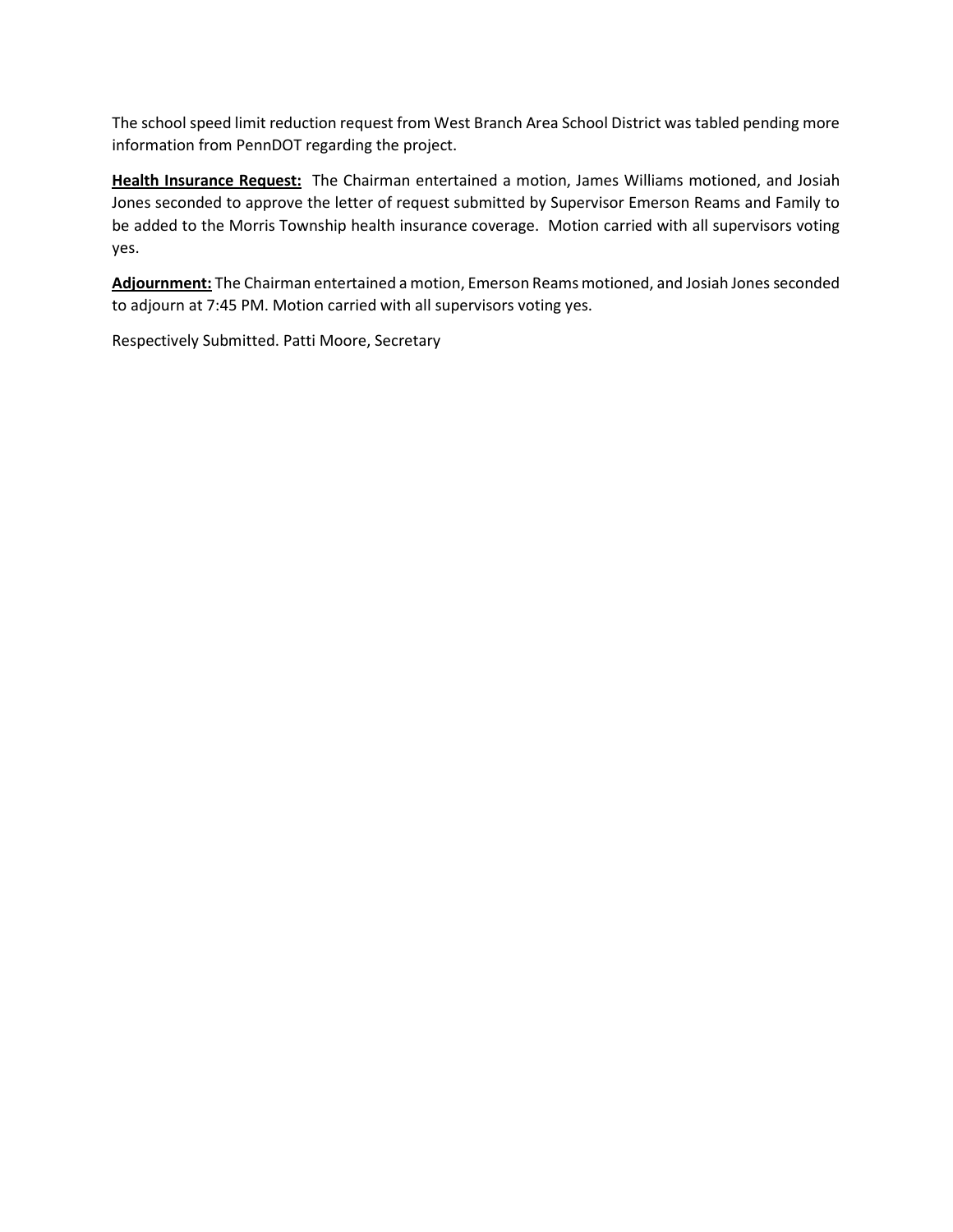The school speed limit reduction request from West Branch Area School District was tabled pending more information from PennDOT regarding the project.

**Health Insurance Request:** The Chairman entertained a motion, James Williams motioned, and Josiah Jones seconded to approve the letter of request submitted by Supervisor Emerson Reams and Family to be added to the Morris Township health insurance coverage. Motion carried with all supervisors voting yes.

**Adjournment:** The Chairman entertained a motion, Emerson Reams motioned, and Josiah Jones seconded to adjourn at 7:45 PM. Motion carried with all supervisors voting yes.

Respectively Submitted. Patti Moore, Secretary